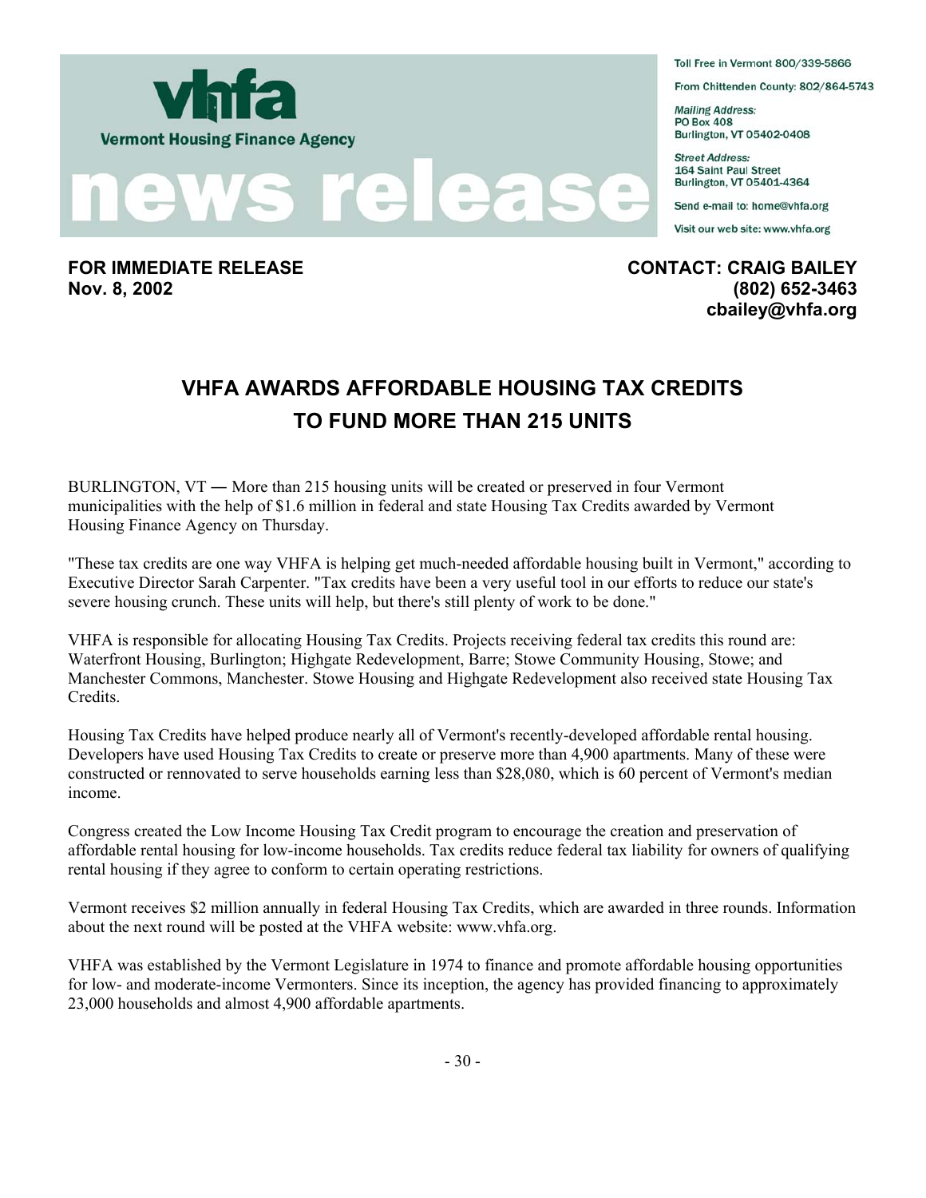**vhfa**

**Vermont Housing Finance Agency**

# news release

Toll Free in Vermont 800/339-5866

From Chittenden County: 802/864-5743

*Mailing Address:*
PO Box 408
Burlington, VT 05402-0408

*Street Address:*
164 Saint Paul Street
Burlington, VT 05401-4364

Send e-mail to: home@vhfa.org

Visit our web site: www.vhfa.org

**FOR IMMEDIATE RELEASE**
**Nov. 8, 2002**

**CONTACT: CRAIG BAILEY**
**(802) 652-3463**
**cbailey@vhfa.org**

## VHFA AWARDS AFFORDABLE HOUSING TAX CREDITS TO FUND MORE THAN 215 UNITS

BURLINGTON, VT — More than 215 housing units will be created or preserved in four Vermont municipalities with the help of $1.6 million in federal and state Housing Tax Credits awarded by Vermont Housing Finance Agency on Thursday.

"These tax credits are one way VHFA is helping get much-needed affordable housing built in Vermont," according to Executive Director Sarah Carpenter. "Tax credits have been a very useful tool in our efforts to reduce our state's severe housing crunch. These units will help, but there's still plenty of work to be done."

VHFA is responsible for allocating Housing Tax Credits. Projects receiving federal tax credits this round are: Waterfront Housing, Burlington; Highgate Redevelopment, Barre; Stowe Community Housing, Stowe; and Manchester Commons, Manchester. Stowe Housing and Highgate Redevelopment also received state Housing Tax Credits.

Housing Tax Credits have helped produce nearly all of Vermont's recently-developed affordable rental housing. Developers have used Housing Tax Credits to create or preserve more than 4,900 apartments. Many of these were constructed or rennovated to serve households earning less than $28,080, which is 60 percent of Vermont's median income.

Congress created the Low Income Housing Tax Credit program to encourage the creation and preservation of affordable rental housing for low-income households. Tax credits reduce federal tax liability for owners of qualifying rental housing if they agree to conform to certain operating restrictions.

Vermont receives $2 million annually in federal Housing Tax Credits, which are awarded in three rounds. Information about the next round will be posted at the VHFA website: www.vhfa.org.

VHFA was established by the Vermont Legislature in 1974 to finance and promote affordable housing opportunities for low- and moderate-income Vermonters. Since its inception, the agency has provided financing to approximately 23,000 households and almost 4,900 affordable apartments.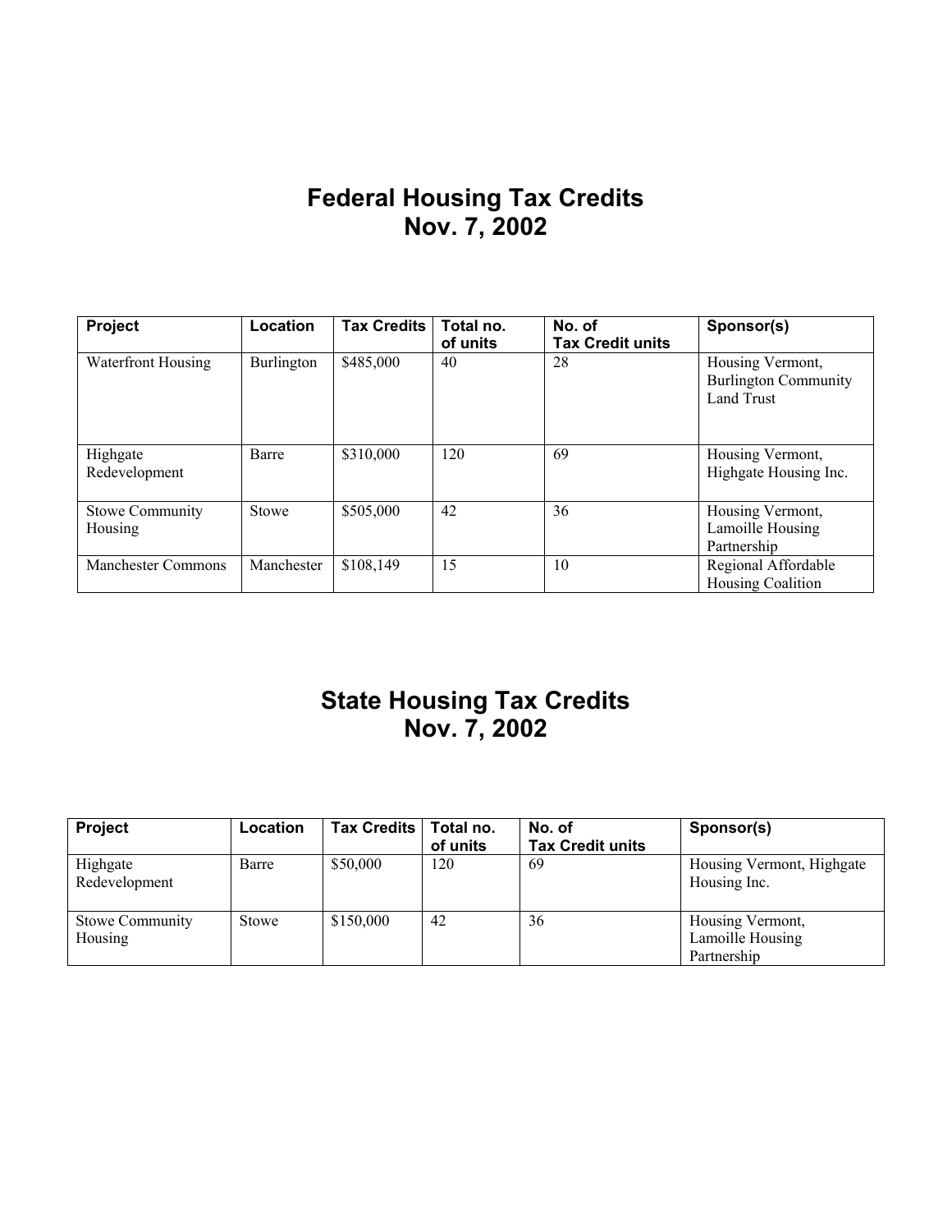# Federal Housing Tax Credits
# Nov. 7, 2002

| Project | Location | Tax Credits | Total no. of units | No. of Tax Credit units | Sponsor(s) |
|---|---|---|---|---|---|
| Waterfront Housing | Burlington | $485,000 | 40 | 28 | Housing Vermont, Burlington Community Land Trust |
| Highgate Redevelopment | Barre | $310,000 | 120 | 69 | Housing Vermont, Highgate Housing Inc. |
| Stowe Community Housing | Stowe | $505,000 | 42 | 36 | Housing Vermont, Lamoille Housing Partnership |
| Manchester Commons | Manchester | $108,149 | 15 | 10 | Regional Affordable Housing Coalition |

# State Housing Tax Credits
# Nov. 7, 2002

| Project | Location | Tax Credits | Total no. of units | No. of Tax Credit units | Sponsor(s) |
|---|---|---|---|---|---|
| Highgate Redevelopment | Barre | $50,000 | 120 | 69 | Housing Vermont, Highgate Housing Inc. |
| Stowe Community Housing | Stowe | $150,000 | 42 | 36 | Housing Vermont, Lamoille Housing Partnership |